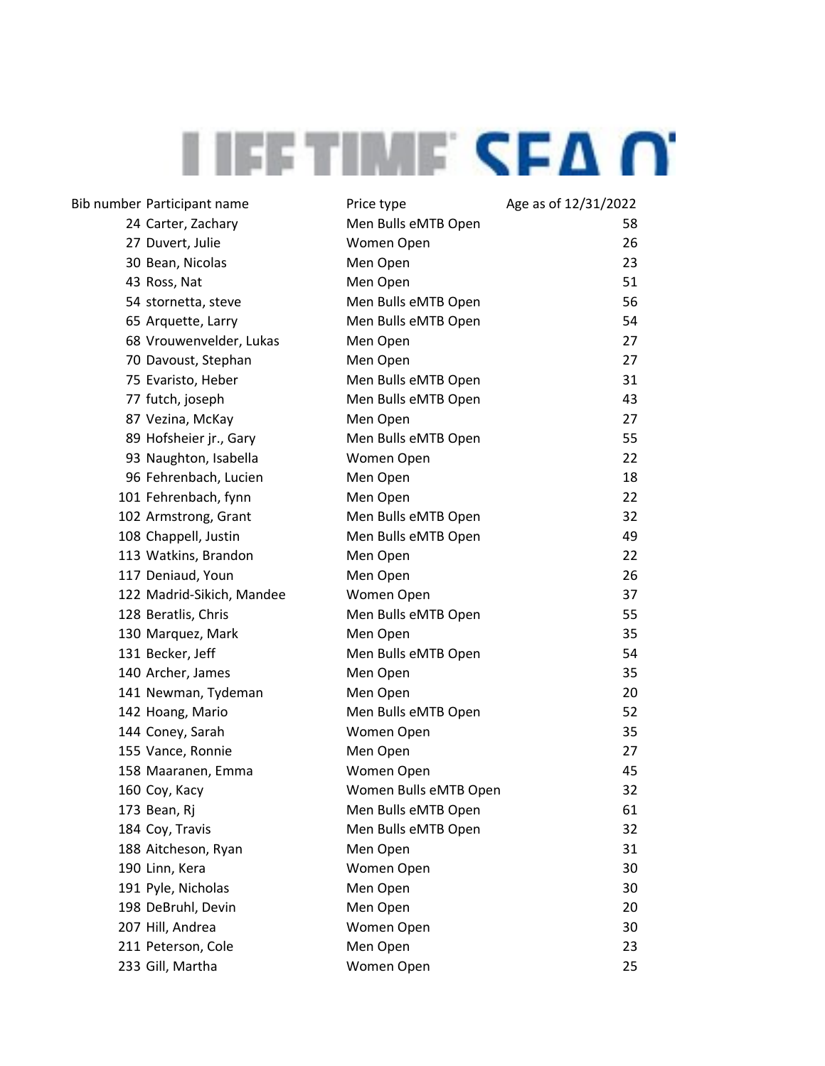# LIFE TIME SEA O

| Bib number | Participant name | Price type | Age as of 12/31/2022 |
|---|---|---|---|
| 24 | Carter, Zachary | Men Bulls eMTB Open | 58 |
| 27 | Duvert, Julie | Women Open | 26 |
| 30 | Bean, Nicolas | Men Open | 23 |
| 43 | Ross, Nat | Men Open | 51 |
| 54 | stornetta, steve | Men Bulls eMTB Open | 56 |
| 65 | Arquette, Larry | Men Bulls eMTB Open | 54 |
| 68 | Vrouwenvelder, Lukas | Men Open | 27 |
| 70 | Davoust, Stephan | Men Open | 27 |
| 75 | Evaristo, Heber | Men Bulls eMTB Open | 31 |
| 77 | futch, joseph | Men Bulls eMTB Open | 43 |
| 87 | Vezina, McKay | Men Open | 27 |
| 89 | Hofsheier jr., Gary | Men Bulls eMTB Open | 55 |
| 93 | Naughton, Isabella | Women Open | 22 |
| 96 | Fehrenbach, Lucien | Men Open | 18 |
| 101 | Fehrenbach, fynn | Men Open | 22 |
| 102 | Armstrong, Grant | Men Bulls eMTB Open | 32 |
| 108 | Chappell, Justin | Men Bulls eMTB Open | 49 |
| 113 | Watkins, Brandon | Men Open | 22 |
| 117 | Deniaud, Youn | Men Open | 26 |
| 122 | Madrid-Sikich, Mandee | Women Open | 37 |
| 128 | Beratlis, Chris | Men Bulls eMTB Open | 55 |
| 130 | Marquez, Mark | Men Open | 35 |
| 131 | Becker, Jeff | Men Bulls eMTB Open | 54 |
| 140 | Archer, James | Men Open | 35 |
| 141 | Newman, Tydeman | Men Open | 20 |
| 142 | Hoang, Mario | Men Bulls eMTB Open | 52 |
| 144 | Coney, Sarah | Women Open | 35 |
| 155 | Vance, Ronnie | Men Open | 27 |
| 158 | Maaranen, Emma | Women Open | 45 |
| 160 | Coy, Kacy | Women Bulls eMTB Open | 32 |
| 173 | Bean, Rj | Men Bulls eMTB Open | 61 |
| 184 | Coy, Travis | Men Bulls eMTB Open | 32 |
| 188 | Aitcheson, Ryan | Men Open | 31 |
| 190 | Linn, Kera | Women Open | 30 |
| 191 | Pyle, Nicholas | Men Open | 30 |
| 198 | DeBruhl, Devin | Men Open | 20 |
| 207 | Hill, Andrea | Women Open | 30 |
| 211 | Peterson, Cole | Men Open | 23 |
| 233 | Gill, Martha | Women Open | 25 |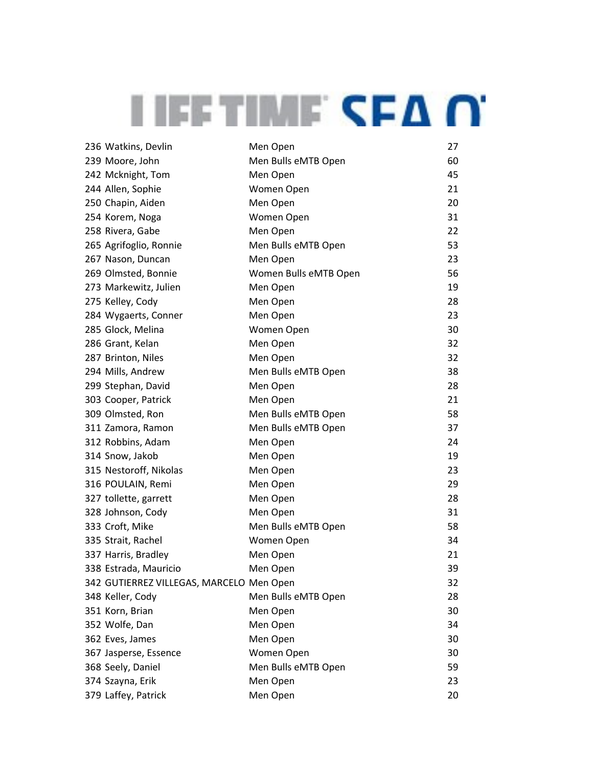| # | Name | Category | Age |
|---|---|---|---|
| 236 | Watkins, Devlin | Men Open | 27 |
| 239 | Moore, John | Men Bulls eMTB Open | 60 |
| 242 | Mcknight, Tom | Men Open | 45 |
| 244 | Allen, Sophie | Women Open | 21 |
| 250 | Chapin, Aiden | Men Open | 20 |
| 254 | Korem, Noga | Women Open | 31 |
| 258 | Rivera, Gabe | Men Open | 22 |
| 265 | Agrifoglio, Ronnie | Men Bulls eMTB Open | 53 |
| 267 | Nason, Duncan | Men Open | 23 |
| 269 | Olmsted, Bonnie | Women Bulls eMTB Open | 56 |
| 273 | Markewitz, Julien | Men Open | 19 |
| 275 | Kelley, Cody | Men Open | 28 |
| 284 | Wygaerts, Conner | Men Open | 23 |
| 285 | Glock, Melina | Women Open | 30 |
| 286 | Grant, Kelan | Men Open | 32 |
| 287 | Brinton, Niles | Men Open | 32 |
| 294 | Mills, Andrew | Men Bulls eMTB Open | 38 |
| 299 | Stephan, David | Men Open | 28 |
| 303 | Cooper, Patrick | Men Open | 21 |
| 309 | Olmsted, Ron | Men Bulls eMTB Open | 58 |
| 311 | Zamora, Ramon | Men Bulls eMTB Open | 37 |
| 312 | Robbins, Adam | Men Open | 24 |
| 314 | Snow, Jakob | Men Open | 19 |
| 315 | Nestoroff, Nikolas | Men Open | 23 |
| 316 | POULAIN, Remi | Men Open | 29 |
| 327 | tollette, garrett | Men Open | 28 |
| 328 | Johnson, Cody | Men Open | 31 |
| 333 | Croft, Mike | Men Bulls eMTB Open | 58 |
| 335 | Strait, Rachel | Women Open | 34 |
| 337 | Harris, Bradley | Men Open | 21 |
| 338 | Estrada, Mauricio | Men Open | 39 |
| 342 | GUTIERREZ VILLEGAS, MARCELO | Men Open | 32 |
| 348 | Keller, Cody | Men Bulls eMTB Open | 28 |
| 351 | Korn, Brian | Men Open | 30 |
| 352 | Wolfe, Dan | Men Open | 34 |
| 362 | Eves, James | Men Open | 30 |
| 367 | Jasperse, Essence | Women Open | 30 |
| 368 | Seely, Daniel | Men Bulls eMTB Open | 59 |
| 374 | Szayna, Erik | Men Open | 23 |
| 379 | Laffey, Patrick | Men Open | 20 |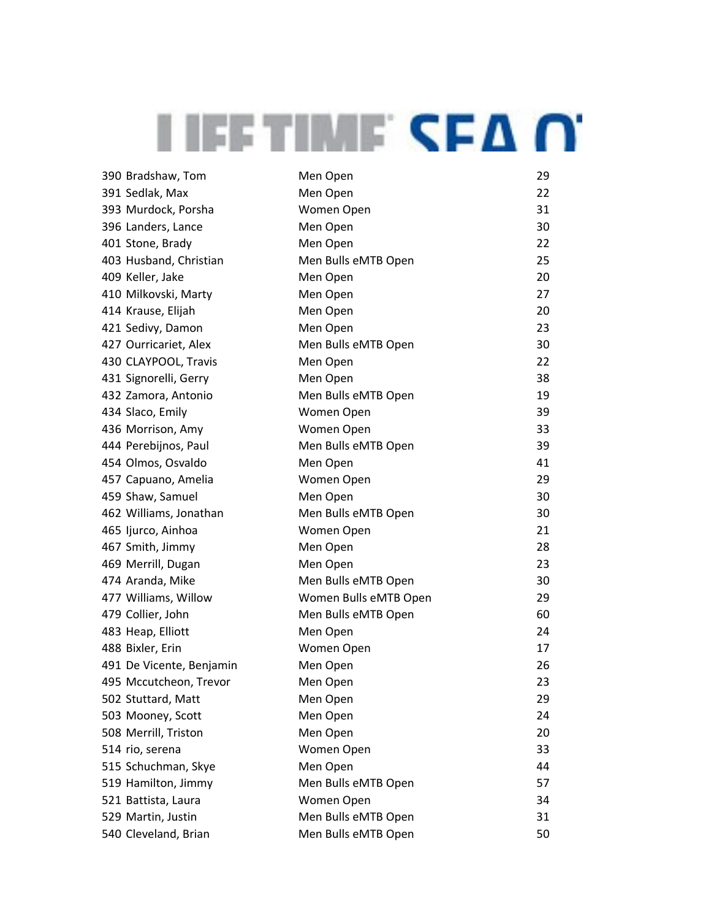| | | |
|---|---|---|
| 390 Bradshaw, Tom | Men Open | 29 |
| 391 Sedlak, Max | Men Open | 22 |
| 393 Murdock, Porsha | Women Open | 31 |
| 396 Landers, Lance | Men Open | 30 |
| 401 Stone, Brady | Men Open | 22 |
| 403 Husband, Christian | Men Bulls eMTB Open | 25 |
| 409 Keller, Jake | Men Open | 20 |
| 410 Milkovski, Marty | Men Open | 27 |
| 414 Krause, Elijah | Men Open | 20 |
| 421 Sedivy, Damon | Men Open | 23 |
| 427 Ourricariet, Alex | Men Bulls eMTB Open | 30 |
| 430 CLAYPOOL, Travis | Men Open | 22 |
| 431 Signorelli, Gerry | Men Open | 38 |
| 432 Zamora, Antonio | Men Bulls eMTB Open | 19 |
| 434 Slaco, Emily | Women Open | 39 |
| 436 Morrison, Amy | Women Open | 33 |
| 444 Perebijnos, Paul | Men Bulls eMTB Open | 39 |
| 454 Olmos, Osvaldo | Men Open | 41 |
| 457 Capuano, Amelia | Women Open | 29 |
| 459 Shaw, Samuel | Men Open | 30 |
| 462 Williams, Jonathan | Men Bulls eMTB Open | 30 |
| 465 Ijurco, Ainhoa | Women Open | 21 |
| 467 Smith, Jimmy | Men Open | 28 |
| 469 Merrill, Dugan | Men Open | 23 |
| 474 Aranda, Mike | Men Bulls eMTB Open | 30 |
| 477 Williams, Willow | Women Bulls eMTB Open | 29 |
| 479 Collier, John | Men Bulls eMTB Open | 60 |
| 483 Heap, Elliott | Men Open | 24 |
| 488 Bixler, Erin | Women Open | 17 |
| 491 De Vicente, Benjamin | Men Open | 26 |
| 495 Mccutcheon, Trevor | Men Open | 23 |
| 502 Stuttard, Matt | Men Open | 29 |
| 503 Mooney, Scott | Men Open | 24 |
| 508 Merrill, Triston | Men Open | 20 |
| 514 rio, serena | Women Open | 33 |
| 515 Schuchman, Skye | Men Open | 44 |
| 519 Hamilton, Jimmy | Men Bulls eMTB Open | 57 |
| 521 Battista, Laura | Women Open | 34 |
| 529 Martin, Justin | Men Bulls eMTB Open | 31 |
| 540 Cleveland, Brian | Men Bulls eMTB Open | 50 |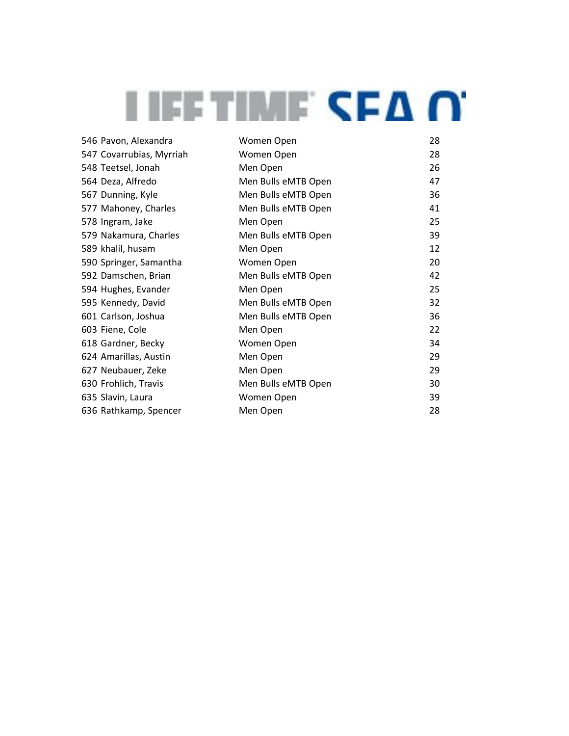| | | |
|---|---|---|
| 546 Pavon, Alexandra | Women Open | 28 |
| 547 Covarrubias, Myrriah | Women Open | 28 |
| 548 Teetsel, Jonah | Men Open | 26 |
| 564 Deza, Alfredo | Men Bulls eMTB Open | 47 |
| 567 Dunning, Kyle | Men Bulls eMTB Open | 36 |
| 577 Mahoney, Charles | Men Bulls eMTB Open | 41 |
| 578 Ingram, Jake | Men Open | 25 |
| 579 Nakamura, Charles | Men Bulls eMTB Open | 39 |
| 589 khalil, husam | Men Open | 12 |
| 590 Springer, Samantha | Women Open | 20 |
| 592 Damschen, Brian | Men Bulls eMTB Open | 42 |
| 594 Hughes, Evander | Men Open | 25 |
| 595 Kennedy, David | Men Bulls eMTB Open | 32 |
| 601 Carlson, Joshua | Men Bulls eMTB Open | 36 |
| 603 Fiene, Cole | Men Open | 22 |
| 618 Gardner, Becky | Women Open | 34 |
| 624 Amarillas, Austin | Men Open | 29 |
| 627 Neubauer, Zeke | Men Open | 29 |
| 630 Frohlich, Travis | Men Bulls eMTB Open | 30 |
| 635 Slavin, Laura | Women Open | 39 |
| 636 Rathkamp, Spencer | Men Open | 28 |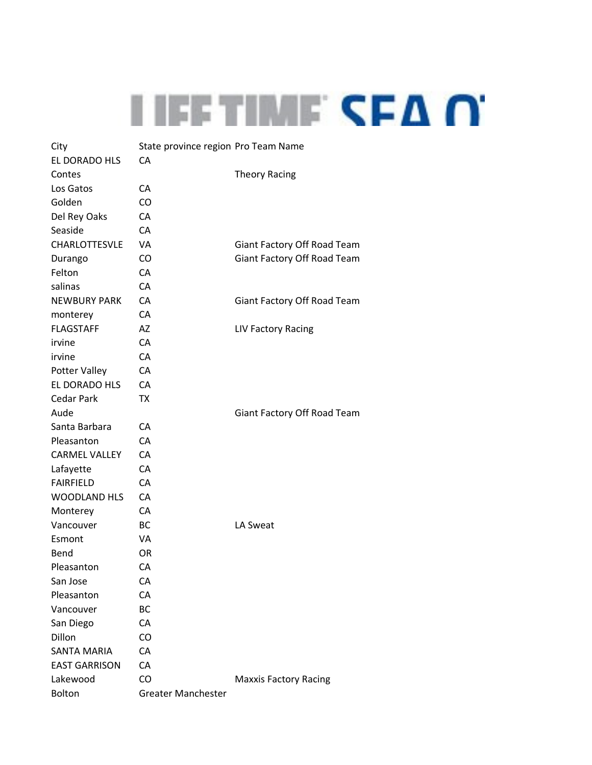| City | State province region | Pro Team Name |
| --- | --- | --- |
| EL DORADO HLS | CA | |
| Contes | | Theory Racing |
| Los Gatos | CA | |
| Golden | CO | |
| Del Rey Oaks | CA | |
| Seaside | CA | |
| CHARLOTTESVLE | VA | Giant Factory Off Road Team |
| Durango | CO | Giant Factory Off Road Team |
| Felton | CA | |
| salinas | CA | |
| NEWBURY PARK | CA | Giant Factory Off Road Team |
| monterey | CA | |
| FLAGSTAFF | AZ | LIV Factory Racing |
| irvine | CA | |
| irvine | CA | |
| Potter Valley | CA | |
| EL DORADO HLS | CA | |
| Cedar Park | TX | |
| Aude | | Giant Factory Off Road Team |
| Santa Barbara | CA | |
| Pleasanton | CA | |
| CARMEL VALLEY | CA | |
| Lafayette | CA | |
| FAIRFIELD | CA | |
| WOODLAND HLS | CA | |
| Monterey | CA | |
| Vancouver | BC | LA Sweat |
| Esmont | VA | |
| Bend | OR | |
| Pleasanton | CA | |
| San Jose | CA | |
| Pleasanton | CA | |
| Vancouver | BC | |
| San Diego | CA | |
| Dillon | CO | |
| SANTA MARIA | CA | |
| EAST GARRISON | CA | |
| Lakewood | CO | Maxxis Factory Racing |
| Bolton | Greater Manchester | |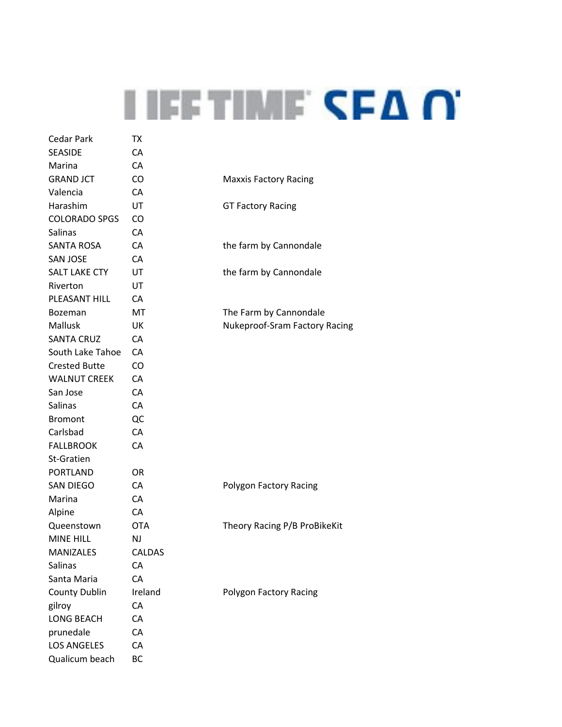| | | |
|---|---|---|
| Cedar Park | TX | |
| SEASIDE | CA | |
| Marina | CA | |
| GRAND JCT | CO | Maxxis Factory Racing |
| Valencia | CA | |
| Harashim | UT | GT Factory Racing |
| COLORADO SPGS | CO | |
| Salinas | CA | |
| SANTA ROSA | CA | the farm by Cannondale |
| SAN JOSE | CA | |
| SALT LAKE CTY | UT | the farm by Cannondale |
| Riverton | UT | |
| PLEASANT HILL | CA | |
| Bozeman | MT | The Farm by Cannondale |
| Mallusk | UK | Nukeproof-Sram Factory Racing |
| SANTA CRUZ | CA | |
| South Lake Tahoe | CA | |
| Crested Butte | CO | |
| WALNUT CREEK | CA | |
| San Jose | CA | |
| Salinas | CA | |
| Bromont | QC | |
| Carlsbad | CA | |
| FALLBROOK | CA | |
| St-Gratien | | |
| PORTLAND | OR | |
| SAN DIEGO | CA | Polygon Factory Racing |
| Marina | CA | |
| Alpine | CA | |
| Queenstown | OTA | Theory Racing P/B ProBikeKit |
| MINE HILL | NJ | |
| MANIZALES | CALDAS | |
| Salinas | CA | |
| Santa Maria | CA | |
| County Dublin | Ireland | Polygon Factory Racing |
| gilroy | CA | |
| LONG BEACH | CA | |
| prunedale | CA | |
| LOS ANGELES | CA | |
| Qualicum beach | BC | |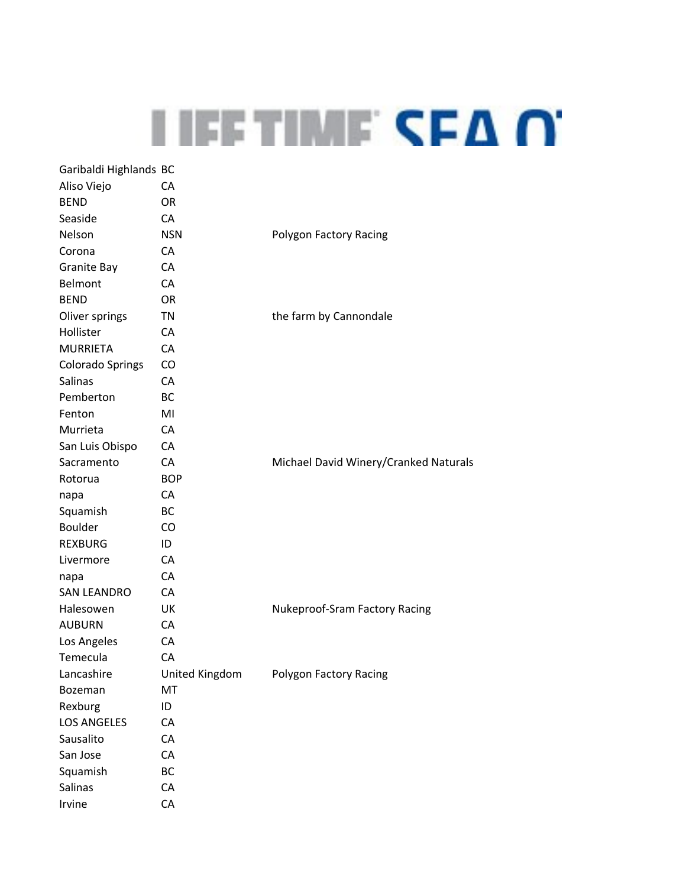| | | |
|---|---|---|
| Garibaldi Highlands | BC | |
| Aliso Viejo | CA | |
| BEND | OR | |
| Seaside | CA | |
| Nelson | NSN | Polygon Factory Racing |
| Corona | CA | |
| Granite Bay | CA | |
| Belmont | CA | |
| BEND | OR | |
| Oliver springs | TN | the farm by Cannondale |
| Hollister | CA | |
| MURRIETA | CA | |
| Colorado Springs | CO | |
| Salinas | CA | |
| Pemberton | BC | |
| Fenton | MI | |
| Murrieta | CA | |
| San Luis Obispo | CA | |
| Sacramento | CA | Michael David Winery/Cranked Naturals |
| Rotorua | BOP | |
| napa | CA | |
| Squamish | BC | |
| Boulder | CO | |
| REXBURG | ID | |
| Livermore | CA | |
| napa | CA | |
| SAN LEANDRO | CA | |
| Halesowen | UK | Nukeproof-Sram Factory Racing |
| AUBURN | CA | |
| Los Angeles | CA | |
| Temecula | CA | |
| Lancashire | United Kingdom | Polygon Factory Racing |
| Bozeman | MT | |
| Rexburg | ID | |
| LOS ANGELES | CA | |
| Sausalito | CA | |
| San Jose | CA | |
| Squamish | BC | |
| Salinas | CA | |
| Irvine | CA | |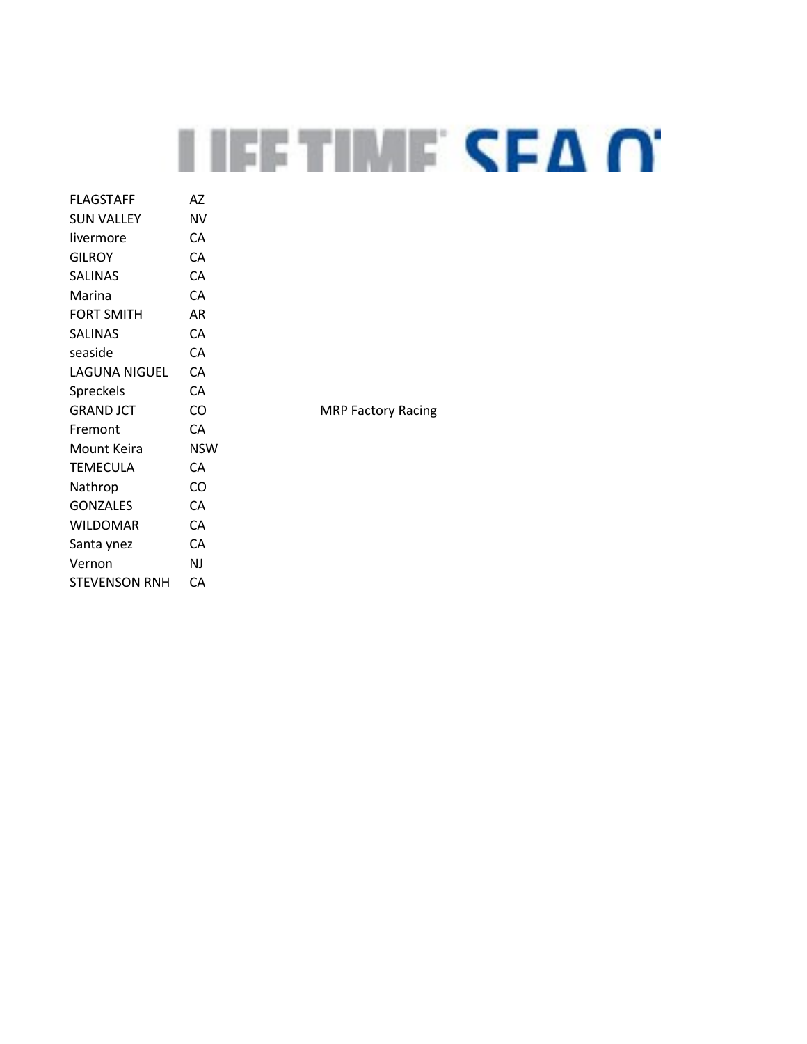LIFE TIME SEA O

| | | |
|---|---|---|
| FLAGSTAFF | AZ | |
| SUN VALLEY | NV | |
| livermore | CA | |
| GILROY | CA | |
| SALINAS | CA | |
| Marina | CA | |
| FORT SMITH | AR | |
| SALINAS | CA | |
| seaside | CA | |
| LAGUNA NIGUEL | CA | |
| Spreckels | CA | |
| GRAND JCT | CO | MRP Factory Racing |
| Fremont | CA | |
| Mount Keira | NSW | |
| TEMECULA | CA | |
| Nathrop | CO | |
| GONZALES | CA | |
| WILDOMAR | CA | |
| Santa ynez | CA | |
| Vernon | NJ | |
| STEVENSON RNH | CA | |